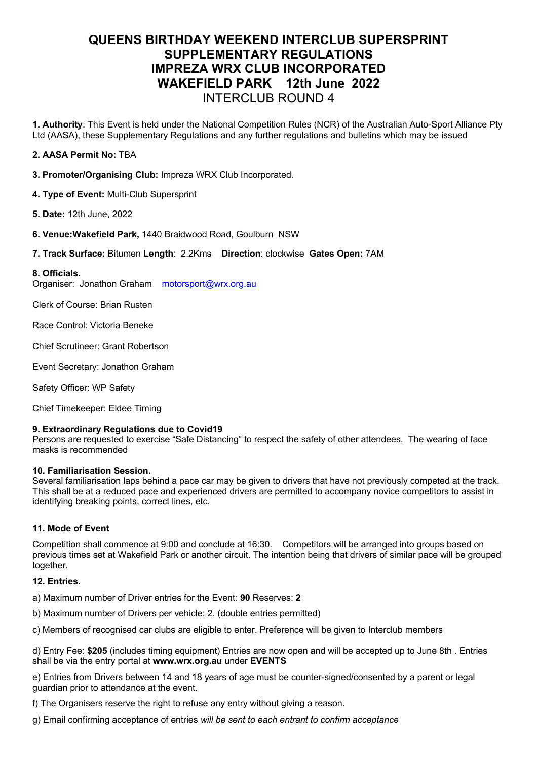# QUEENS BIRTHDAY WEEKEND INTERCLUB SUPERSPRINT
# SUPPLEMENTARY REGULATIONS
# IMPREZA WRX CLUB INCORPORATED
# WAKEFIELD PARK 12th June 2022

## INTERCLUB ROUND 4

**1. Authority**: This Event is held under the National Competition Rules (NCR) of the Australian Auto-Sport Alliance Pty Ltd (AASA), these Supplementary Regulations and any further regulations and bulletins which may be issued

**2. AASA Permit No:** TBA

**3. Promoter/Organising Club:** Impreza WRX Club Incorporated.

**4. Type of Event:** Multi-Club Supersprint

**5. Date:** 12th June, 2022

**6. Venue:Wakefield Park,** 1440 Braidwood Road, Goulburn NSW

**7. Track Surface:** Bitumen **Length**: 2.2Kms **Direction**: clockwise **Gates Open:** 7AM

**8. Officials.**

Organiser: Jonathon Graham motorsport@wrx.org.au

Clerk of Course: Brian Rusten

Race Control: Victoria Beneke

Chief Scrutineer: Grant Robertson

Event Secretary: Jonathon Graham

Safety Officer: WP Safety

Chief Timekeeper: Eldee Timing

**9. Extraordinary Regulations due to Covid19**

Persons are requested to exercise "Safe Distancing" to respect the safety of other attendees. The wearing of face masks is recommended

**10. Familiarisation Session.**

Several familiarisation laps behind a pace car may be given to drivers that have not previously competed at the track. This shall be at a reduced pace and experienced drivers are permitted to accompany novice competitors to assist in identifying breaking points, correct lines, etc.

**11. Mode of Event**

Competition shall commence at 9:00 and conclude at 16:30. Competitors will be arranged into groups based on previous times set at Wakefield Park or another circuit. The intention being that drivers of similar pace will be grouped together.

**12. Entries.**

a) Maximum number of Driver entries for the Event: **90** Reserves: **2**

b) Maximum number of Drivers per vehicle: 2. (double entries permitted)

c) Members of recognised car clubs are eligible to enter. Preference will be given to Interclub members

d) Entry Fee: **$205** (includes timing equipment) Entries are now open and will be accepted up to June 8th . Entries shall be via the entry portal at **www.wrx.org.au** under **EVENTS**

e) Entries from Drivers between 14 and 18 years of age must be counter-signed/consented by a parent or legal guardian prior to attendance at the event.

f) The Organisers reserve the right to refuse any entry without giving a reason.

g) Email confirming acceptance of entries *will be sent to each entrant to confirm acceptance*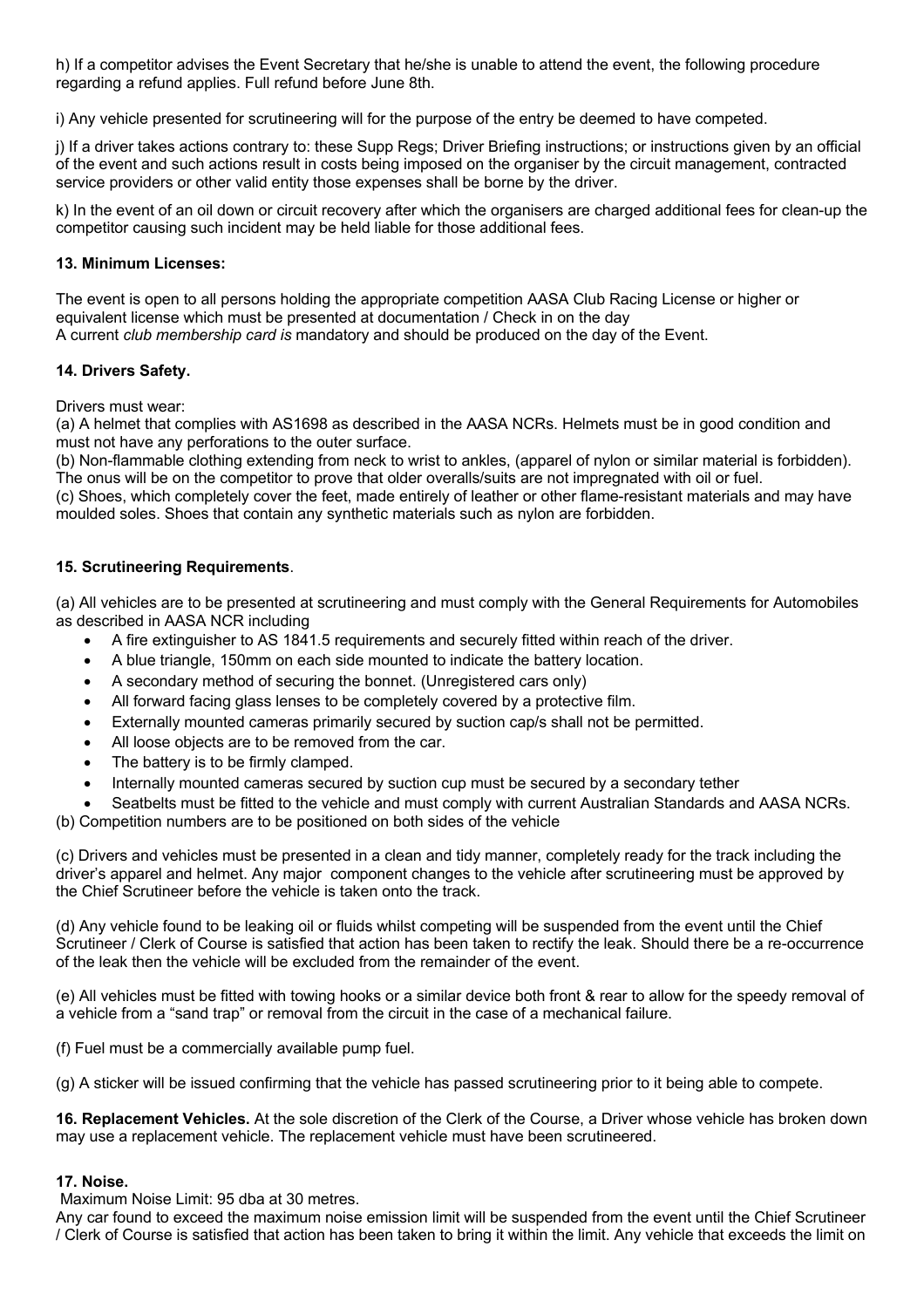h) If a competitor advises the Event Secretary that he/she is unable to attend the event, the following procedure regarding a refund applies. Full refund before June 8th.

i) Any vehicle presented for scrutineering will for the purpose of the entry be deemed to have competed.

j) If a driver takes actions contrary to: these Supp Regs; Driver Briefing instructions; or instructions given by an official of the event and such actions result in costs being imposed on the organiser by the circuit management, contracted service providers or other valid entity those expenses shall be borne by the driver.

k) In the event of an oil down or circuit recovery after which the organisers are charged additional fees for clean-up the competitor causing such incident may be held liable for those additional fees.

**13. Minimum Licenses:**

The event is open to all persons holding the appropriate competition AASA Club Racing License or higher or equivalent license which must be presented at documentation / Check in on the day
A current *club membership card is* mandatory and should be produced on the day of the Event.

**14. Drivers Safety.**

Drivers must wear:
(a) A helmet that complies with AS1698 as described in the AASA NCRs. Helmets must be in good condition and must not have any perforations to the outer surface.
(b) Non-flammable clothing extending from neck to wrist to ankles, (apparel of nylon or similar material is forbidden). The onus will be on the competitor to prove that older overalls/suits are not impregnated with oil or fuel.
(c) Shoes, which completely cover the feet, made entirely of leather or other flame-resistant materials and may have moulded soles. Shoes that contain any synthetic materials such as nylon are forbidden.

**15. Scrutineering Requirements**.

(a) All vehicles are to be presented at scrutineering and must comply with the General Requirements for Automobiles as described in AASA NCR including

- A fire extinguisher to AS 1841.5 requirements and securely fitted within reach of the driver.
- A blue triangle, 150mm on each side mounted to indicate the battery location.
- A secondary method of securing the bonnet. (Unregistered cars only)
- All forward facing glass lenses to be completely covered by a protective film.
- Externally mounted cameras primarily secured by suction cap/s shall not be permitted.
- All loose objects are to be removed from the car.
- The battery is to be firmly clamped.
- Internally mounted cameras secured by suction cup must be secured by a secondary tether
- Seatbelts must be fitted to the vehicle and must comply with current Australian Standards and AASA NCRs.

(b) Competition numbers are to be positioned on both sides of the vehicle

(c) Drivers and vehicles must be presented in a clean and tidy manner, completely ready for the track including the driver's apparel and helmet. Any major component changes to the vehicle after scrutineering must be approved by the Chief Scrutineer before the vehicle is taken onto the track.

(d) Any vehicle found to be leaking oil or fluids whilst competing will be suspended from the event until the Chief Scrutineer / Clerk of Course is satisfied that action has been taken to rectify the leak. Should there be a re-occurrence of the leak then the vehicle will be excluded from the remainder of the event.

(e) All vehicles must be fitted with towing hooks or a similar device both front & rear to allow for the speedy removal of a vehicle from a "sand trap" or removal from the circuit in the case of a mechanical failure.

(f) Fuel must be a commercially available pump fuel.

(g) A sticker will be issued confirming that the vehicle has passed scrutineering prior to it being able to compete.

**16. Replacement Vehicles.** At the sole discretion of the Clerk of the Course, a Driver whose vehicle has broken down may use a replacement vehicle. The replacement vehicle must have been scrutineered.

**17. Noise.**

Maximum Noise Limit: 95 dba at 30 metres.
Any car found to exceed the maximum noise emission limit will be suspended from the event until the Chief Scrutineer / Clerk of Course is satisfied that action has been taken to bring it within the limit. Any vehicle that exceeds the limit on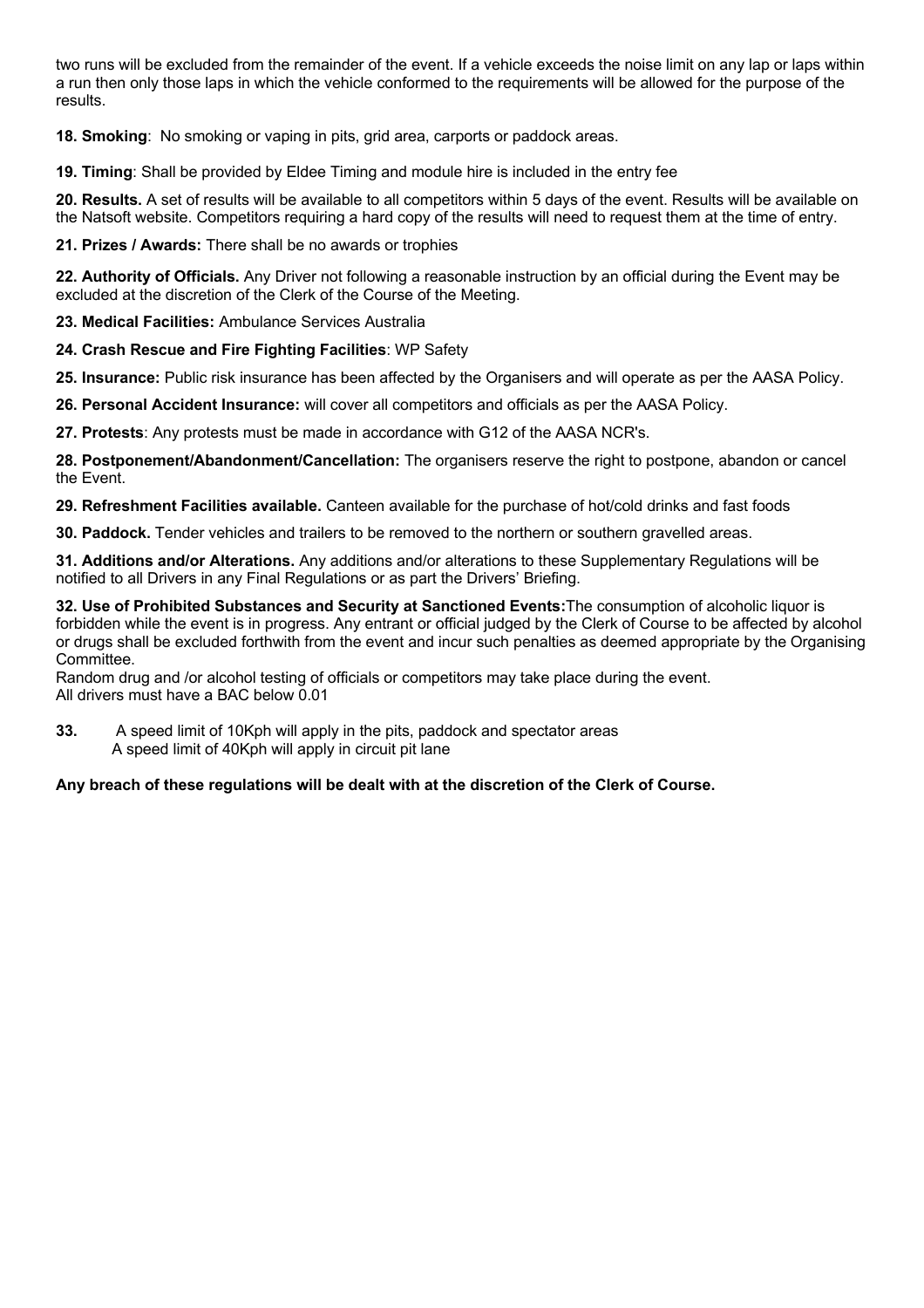two runs will be excluded from the remainder of the event. If a vehicle exceeds the noise limit on any lap or laps within a run then only those laps in which the vehicle conformed to the requirements will be allowed for the purpose of the results.

**18. Smoking**: No smoking or vaping in pits, grid area, carports or paddock areas.

**19. Timing**: Shall be provided by Eldee Timing and module hire is included in the entry fee

**20. Results.** A set of results will be available to all competitors within 5 days of the event. Results will be available on the Natsoft website. Competitors requiring a hard copy of the results will need to request them at the time of entry.

**21. Prizes / Awards:** There shall be no awards or trophies

**22. Authority of Officials.** Any Driver not following a reasonable instruction by an official during the Event may be excluded at the discretion of the Clerk of the Course of the Meeting.

**23. Medical Facilities:** Ambulance Services Australia

**24. Crash Rescue and Fire Fighting Facilities**: WP Safety

**25. Insurance:** Public risk insurance has been affected by the Organisers and will operate as per the AASA Policy.

**26. Personal Accident Insurance:** will cover all competitors and officials as per the AASA Policy.

**27. Protests**: Any protests must be made in accordance with G12 of the AASA NCR's.

**28. Postponement/Abandonment/Cancellation:** The organisers reserve the right to postpone, abandon or cancel the Event.

**29. Refreshment Facilities available.** Canteen available for the purchase of hot/cold drinks and fast foods

**30. Paddock.** Tender vehicles and trailers to be removed to the northern or southern gravelled areas.

**31. Additions and/or Alterations.** Any additions and/or alterations to these Supplementary Regulations will be notified to all Drivers in any Final Regulations or as part the Drivers' Briefing.

**32. Use of Prohibited Substances and Security at Sanctioned Events:**The consumption of alcoholic liquor is forbidden while the event is in progress. Any entrant or official judged by the Clerk of Course to be affected by alcohol or drugs shall be excluded forthwith from the event and incur such penalties as deemed appropriate by the Organising Committee.
Random drug and /or alcohol testing of officials or competitors may take place during the event.
All drivers must have a BAC below 0.01

**33.** A speed limit of 10Kph will apply in the pits, paddock and spectator areas
A speed limit of 40Kph will apply in circuit pit lane

**Any breach of these regulations will be dealt with at the discretion of the Clerk of Course.**